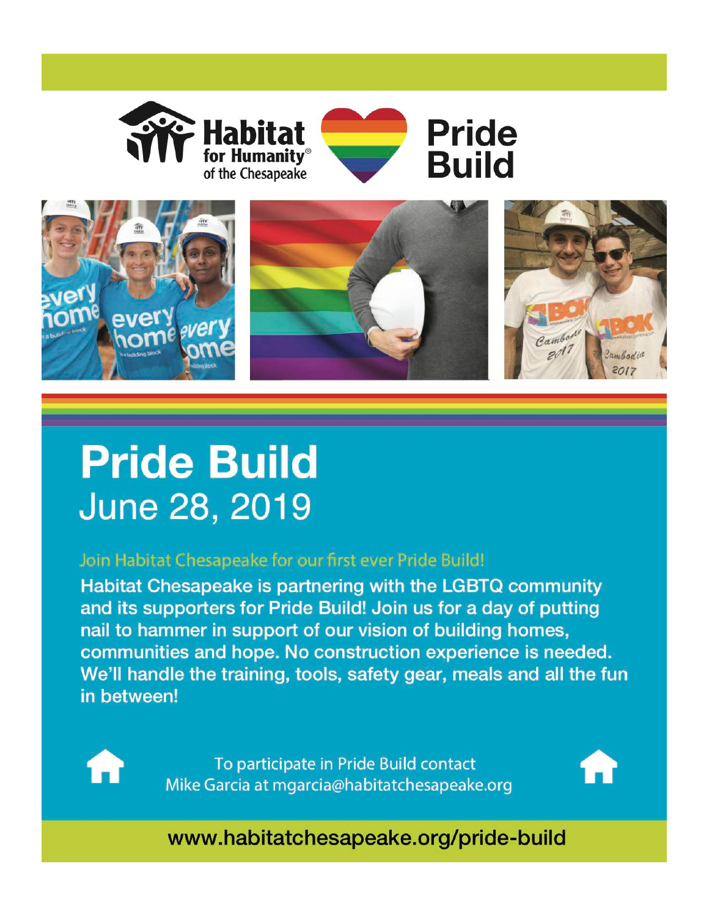Habitat for Humanity® of the Chesapeake

Pride Build

# Pride Build

## June 28, 2019

Join Habitat Chesapeake for our first ever Pride Build!

**Habitat Chesapeake is partnering with the LGBTQ community and its supporters for Pride Build! Join us for a day of putting nail to hammer in support of our vision of building homes, communities and hope. No construction experience is needed. We'll handle the training, tools, safety gear, meals and all the fun in between!**

To participate in Pride Build contact Mike Garcia at mgarcia@habitatchesapeake.org

**www.habitatchesapeake.org/pride-build**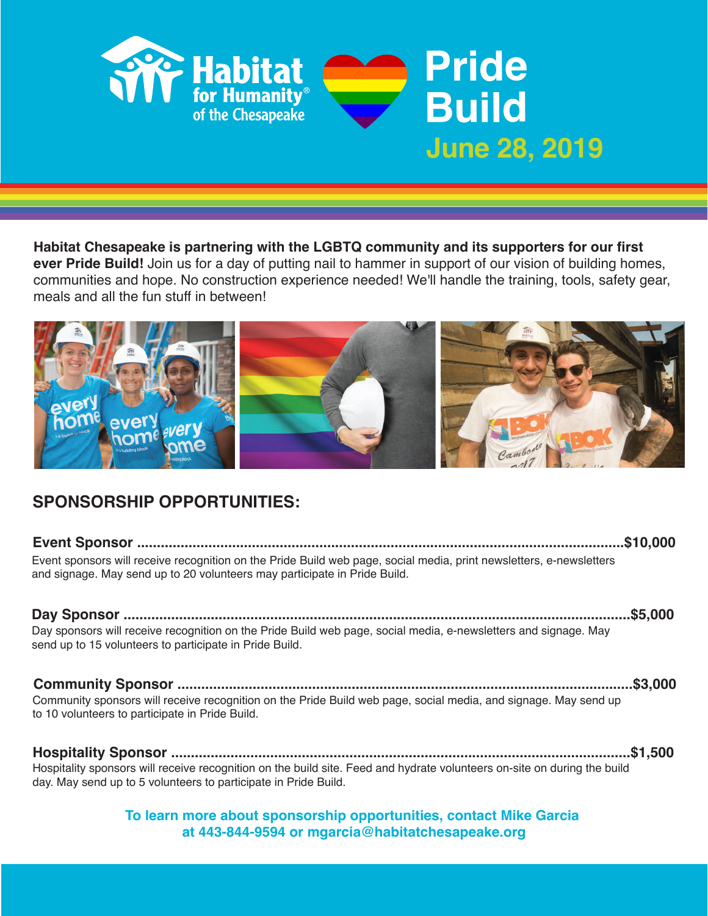# Habitat for Humanity® of the Chesapeake — Pride Build

## June 28, 2019

**Habitat Chesapeake is partnering with the LGBTQ community and its supporters for our first ever Pride Build!** Join us for a day of putting nail to hammer in support of our vision of building homes, communities and hope. No construction experience needed! We'll handle the training, tools, safety gear, meals and all the fun stuff in between!

## SPONSORSHIP OPPORTUNITIES:

**Event Sponsor ............................................................................................................$10,000**

Event sponsors will receive recognition on the Pride Build web page, social media, print newsletters, e-newsletters and signage. May send up to 20 volunteers may participate in Pride Build.

**Day Sponsor ............................................................................................................$5,000**

Day sponsors will receive recognition on the Pride Build web page, social media, e-newsletters and signage. May send up to 15 volunteers to participate in Pride Build.

**Community Sponsor ............................................................................................................$3,000**

Community sponsors will receive recognition on the Pride Build web page, social media, and signage. May send up to 10 volunteers to participate in Pride Build.

**Hospitality Sponsor ............................................................................................................$1,500**

Hospitality sponsors will receive recognition on the build site. Feed and hydrate volunteers on-site on during the build day. May send up to 5 volunteers to participate in Pride Build.

**To learn more about sponsorship opportunities, contact Mike Garcia at 443-844-9594 or mgarcia@habitatchesapeake.org**